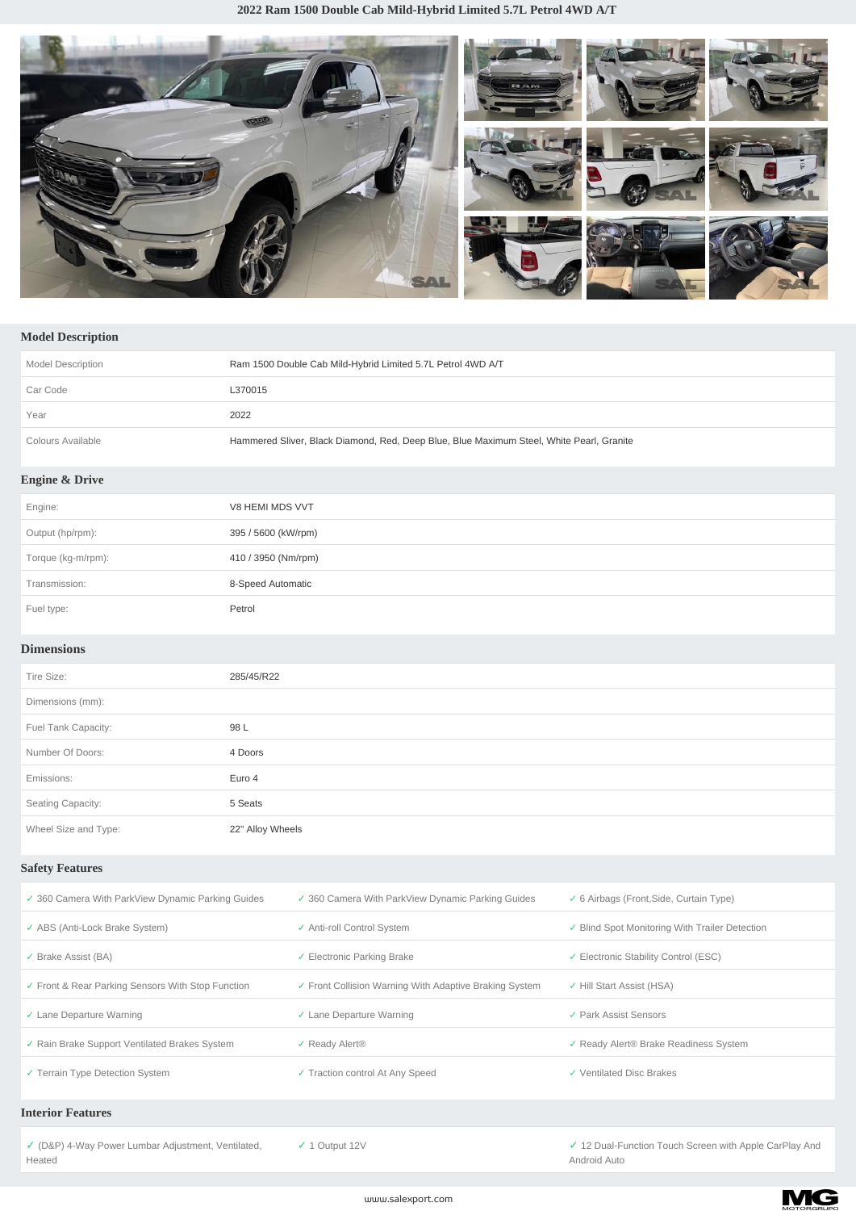# 2022 Ram 1500 Double Cab Mild-Hybrid Limited 5.7L Petrol 4WD A/T

## Model Description

| | |
|---|---|
| Model Description | Ram 1500 Double Cab Mild-Hybrid Limited 5.7L Petrol 4WD A/T |
| Car Code | L370015 |
| Year | 2022 |
| Colours Available | Hammered Sliver, Black Diamond, Red, Deep Blue, Blue Maximum Steel, White Pearl, Granite |

## Engine & Drive

| | |
|---|---|
| Engine: | V8 HEMI MDS VVT |
| Output (hp/rpm): | 395 / 5600 (kW/rpm) |
| Torque (kg-m/rpm): | 410 / 3950 (Nm/rpm) |
| Transmission: | 8-Speed Automatic |
| Fuel type: | Petrol |

## Dimensions

| | |
|---|---|
| Tire Size: | 285/45/R22 |
| Dimensions (mm): | |
| Fuel Tank Capacity: | 98 L |
| Number Of Doors: | 4 Doors |
| Emissions: | Euro 4 |
| Seating Capacity: | 5 Seats |
| Wheel Size and Type: | 22" Alloy Wheels |

## Safety Features

| | | |
|---|---|---|
| ✓ 360 Camera With ParkView Dynamic Parking Guides | ✓ 360 Camera With ParkView Dynamic Parking Guides | ✓ 6 Airbags (Front,Side, Curtain Type) |
| ✓ ABS (Anti-Lock Brake System) | ✓ Anti-roll Control System | ✓ Blind Spot Monitoring With Trailer Detection |
| ✓ Brake Assist (BA) | ✓ Electronic Parking Brake | ✓ Electronic Stability Control (ESC) |
| ✓ Front & Rear Parking Sensors With Stop Function | ✓ Front Collision Warning With Adaptive Braking System | ✓ Hill Start Assist (HSA) |
| ✓ Lane Departure Warning | ✓ Lane Departure Warning | ✓ Park Assist Sensors |
| ✓ Rain Brake Support Ventilated Brakes System | ✓ Ready Alert® | ✓ Ready Alert® Brake Readiness System |
| ✓ Terrain Type Detection System | ✓ Traction control At Any Speed | ✓ Ventilated Disc Brakes |

## Interior Features

| | | |
|---|---|---|
| ✓ (D&P) 4-Way Power Lumbar Adjustment, Ventilated, Heated | ✓ 1 Output 12V | ✓ 12 Dual-Function Touch Screen with Apple CarPlay And Android Auto |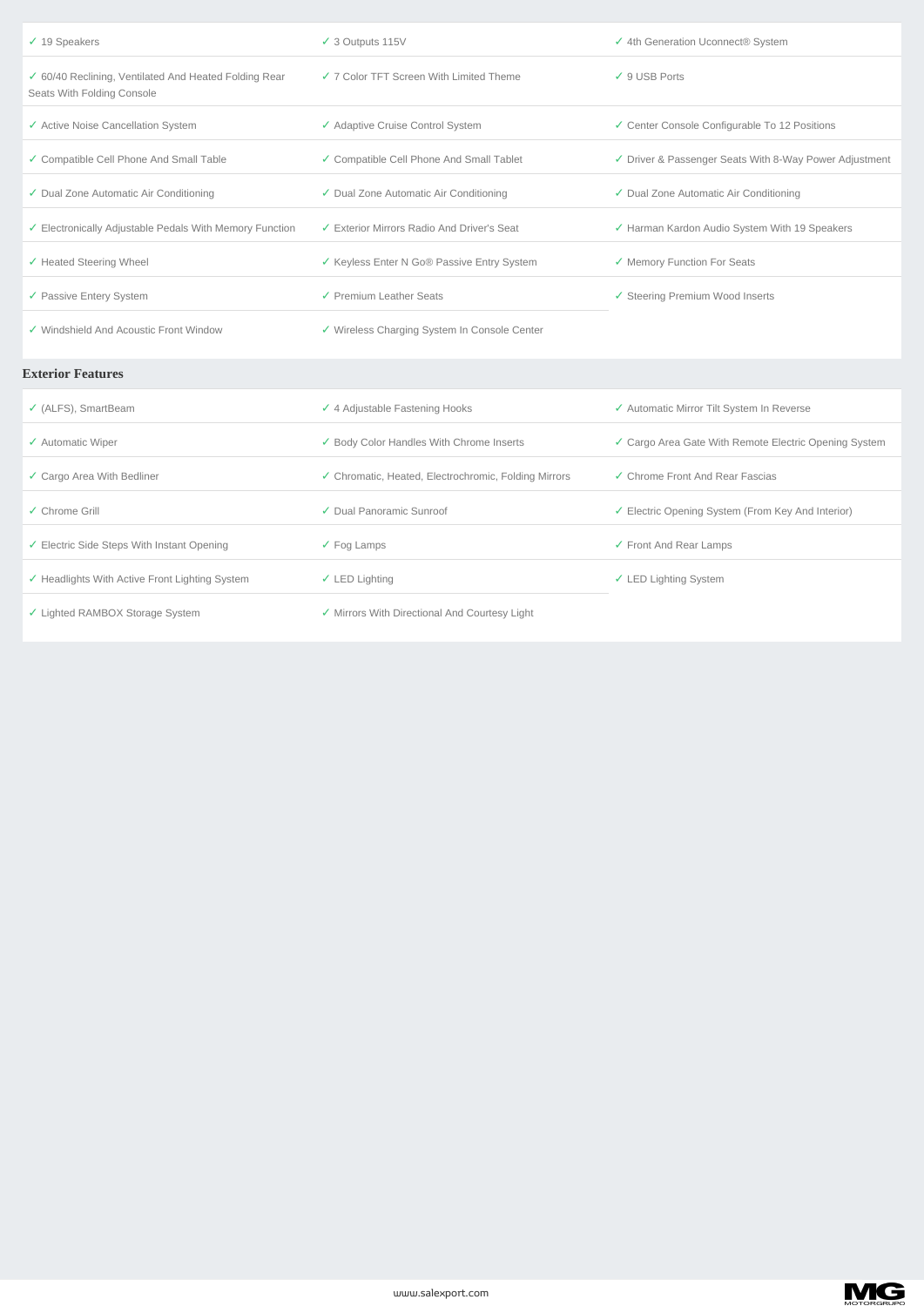| | | |
|---|---|---|
| ✓ 19 Speakers | ✓ 3 Outputs 115V | ✓ 4th Generation Uconnect® System |
| ✓ 60/40 Reclining, Ventilated And Heated Folding Rear Seats With Folding Console | ✓ 7 Color TFT Screen With Limited Theme | ✓ 9 USB Ports |
| ✓ Active Noise Cancellation System | ✓ Adaptive Cruise Control System | ✓ Center Console Configurable To 12 Positions |
| ✓ Compatible Cell Phone And Small Table | ✓ Compatible Cell Phone And Small Tablet | ✓ Driver & Passenger Seats With 8-Way Power Adjustment |
| ✓ Dual Zone Automatic Air Conditioning | ✓ Dual Zone Automatic Air Conditioning | ✓ Dual Zone Automatic Air Conditioning |
| ✓ Electronically Adjustable Pedals With Memory Function | ✓ Exterior Mirrors Radio And Driver's Seat | ✓ Harman Kardon Audio System With 19 Speakers |
| ✓ Heated Steering Wheel | ✓ Keyless Enter N Go® Passive Entry System | ✓ Memory Function For Seats |
| ✓ Passive Entery System | ✓ Premium Leather Seats | ✓ Steering Premium Wood Inserts |
| ✓ Windshield And Acoustic Front Window | ✓ Wireless Charging System In Console Center | |

**Exterior Features**

| | | |
|---|---|---|
| ✓ (ALFS), SmartBeam | ✓ 4 Adjustable Fastening Hooks | ✓ Automatic Mirror Tilt System In Reverse |
| ✓ Automatic Wiper | ✓ Body Color Handles With Chrome Inserts | ✓ Cargo Area Gate With Remote Electric Opening System |
| ✓ Cargo Area With Bedliner | ✓ Chromatic, Heated, Electrochromic, Folding Mirrors | ✓ Chrome Front And Rear Fascias |
| ✓ Chrome Grill | ✓ Dual Panoramic Sunroof | ✓ Electric Opening System (From Key And Interior) |
| ✓ Electric Side Steps With Instant Opening | ✓ Fog Lamps | ✓ Front And Rear Lamps |
| ✓ Headlights With Active Front Lighting System | ✓ LED Lighting | ✓ LED Lighting System |
| ✓ Lighted RAMBOX Storage System | ✓ Mirrors With Directional And Courtesy Light | |